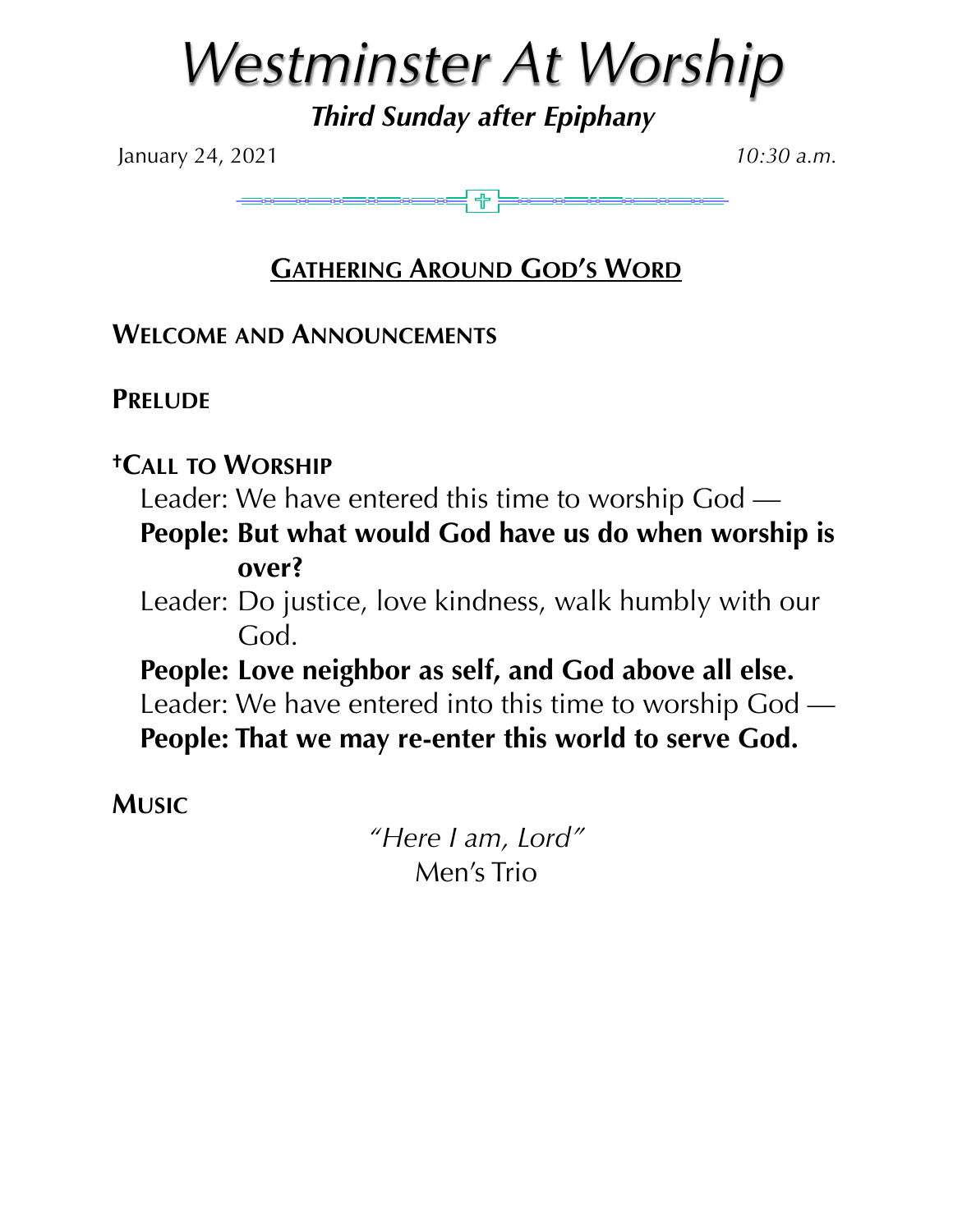# *Westminster At Worship*

## *Third Sunday after Epiphany*

January 24, 2021 *10:30 a.m.*

## GATHERING AROUND GOD'S WORD

**WELCOME AND ANNOUNCEMENTS**

**PRELUDE**

**†CALL TO WORSHIP**

Leader: We have entered this time to worship God —

**People: But what would God have us do when worship is over?**

Leader: Do justice, love kindness, walk humbly with our God.

**People: Love neighbor as self, and God above all else.**

Leader: We have entered into this time to worship God —

**People: That we may re-enter this world to serve God.**

**MUSIC**

*"Here I am, Lord"*
Men's Trio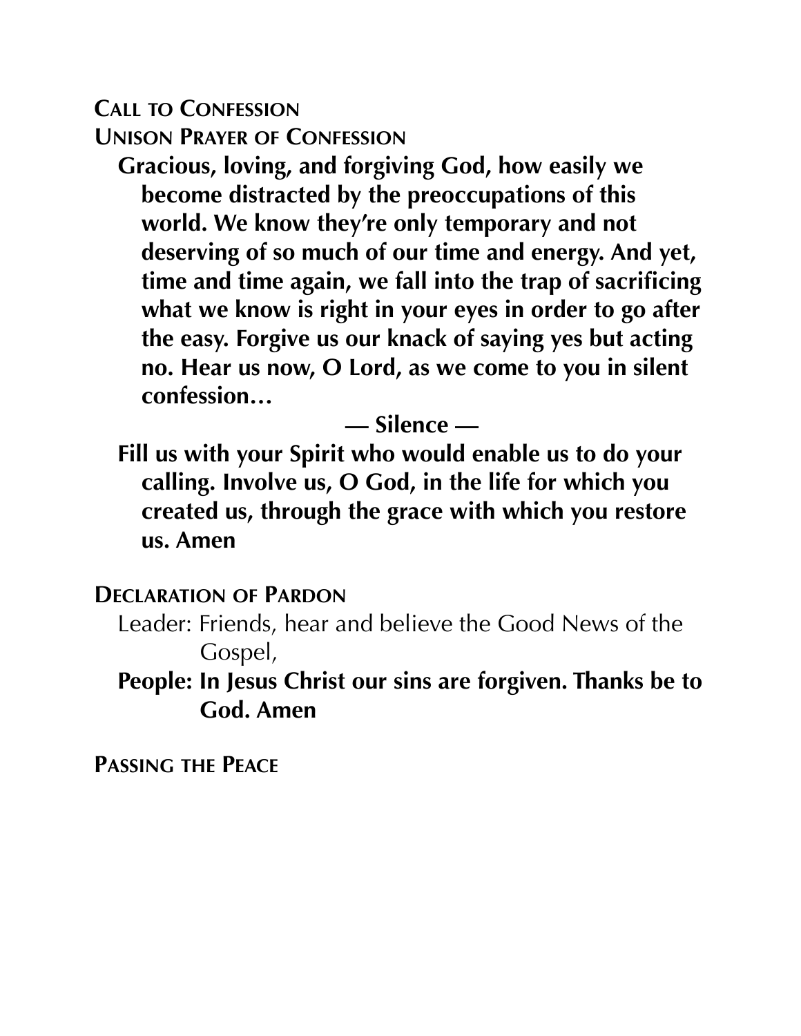**Call to Confession**

**Unison Prayer of Confession**

**Gracious, loving, and forgiving God, how easily we become distracted by the preoccupations of this world. We know they're only temporary and not deserving of so much of our time and energy. And yet, time and time again, we fall into the trap of sacrificing what we know is right in your eyes in order to go after the easy. Forgive us our knack of saying yes but acting no. Hear us now, O Lord, as we come to you in silent confession…**

**— Silence —**

**Fill us with your Spirit who would enable us to do your calling. Involve us, O God, in the life for which you created us, through the grace with which you restore us. Amen**

**Declaration of Pardon**

Leader: Friends, hear and believe the Good News of the Gospel,

**People: In Jesus Christ our sins are forgiven. Thanks be to God. Amen**

**Passing the Peace**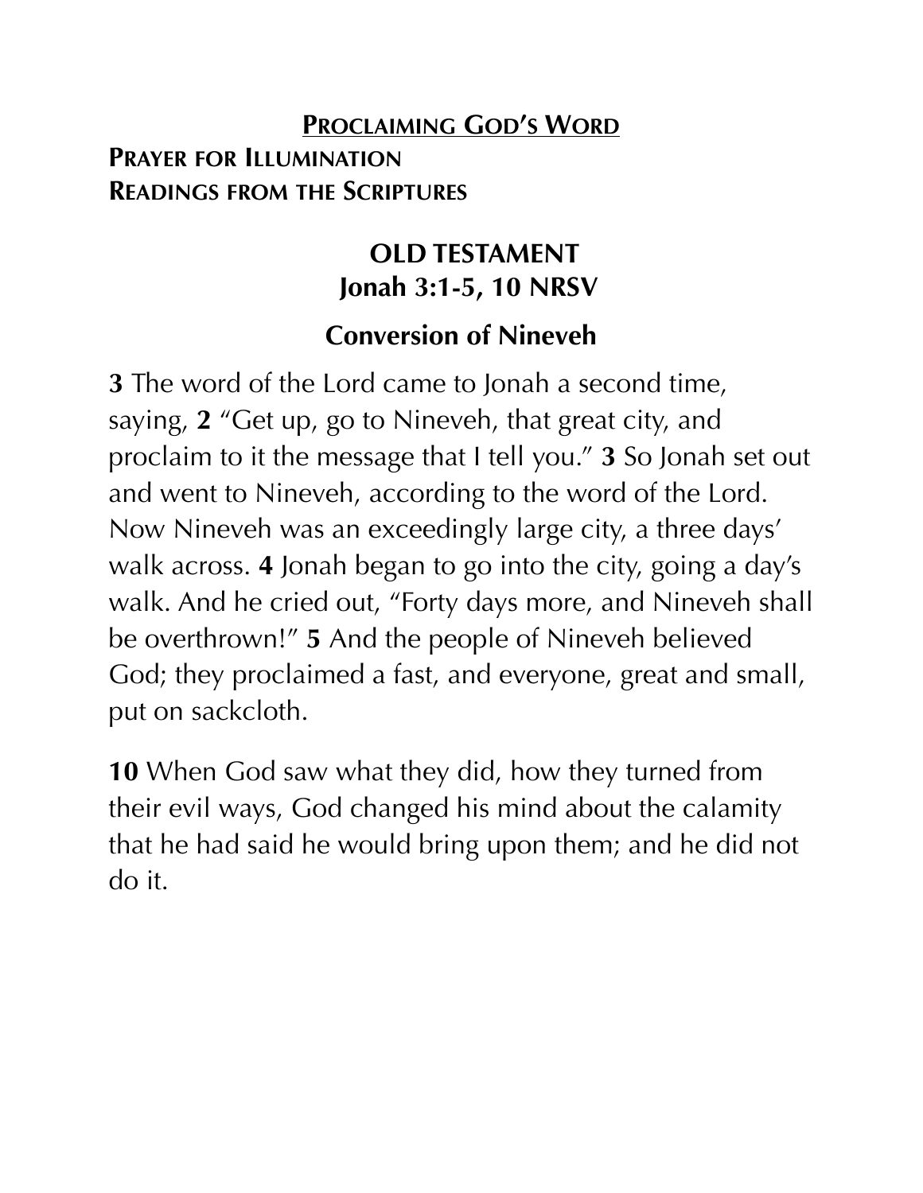## Proclaiming God's Word

**Prayer for Illumination**

**Readings from the Scriptures**

### OLD TESTAMENT
### Jonah 3:1-5, 10 NRSV

### Conversion of Nineveh

**3** The word of the Lord came to Jonah a second time, saying, **2** "Get up, go to Nineveh, that great city, and proclaim to it the message that I tell you." **3** So Jonah set out and went to Nineveh, according to the word of the Lord. Now Nineveh was an exceedingly large city, a three days' walk across. **4** Jonah began to go into the city, going a day's walk. And he cried out, "Forty days more, and Nineveh shall be overthrown!" **5** And the people of Nineveh believed God; they proclaimed a fast, and everyone, great and small, put on sackcloth.

**10** When God saw what they did, how they turned from their evil ways, God changed his mind about the calamity that he had said he would bring upon them; and he did not do it.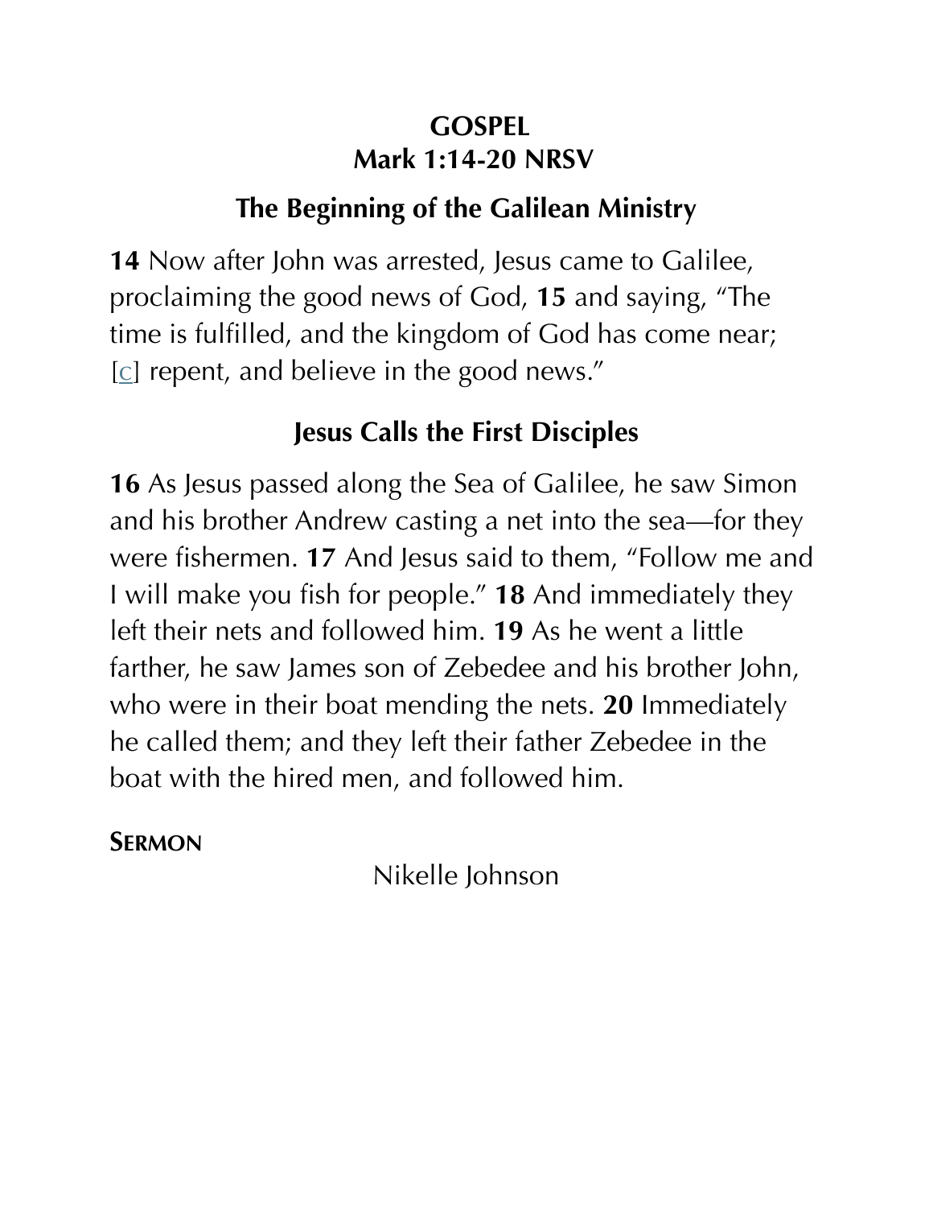# GOSPEL
## Mark 1:14-20 NRSV

### The Beginning of the Galilean Ministry

**14** Now after John was arrested, Jesus came to Galilee, proclaiming the good news of God, **15** and saying, “The time is fulfilled, and the kingdom of God has come near; [c] repent, and believe in the good news.”

### Jesus Calls the First Disciples

**16** As Jesus passed along the Sea of Galilee, he saw Simon and his brother Andrew casting a net into the sea—for they were fishermen. **17** And Jesus said to them, “Follow me and I will make you fish for people.” **18** And immediately they left their nets and followed him. **19** As he went a little farther, he saw James son of Zebedee and his brother John, who were in their boat mending the nets. **20** Immediately he called them; and they left their father Zebedee in the boat with the hired men, and followed him.

**SERMON**

Nikelle Johnson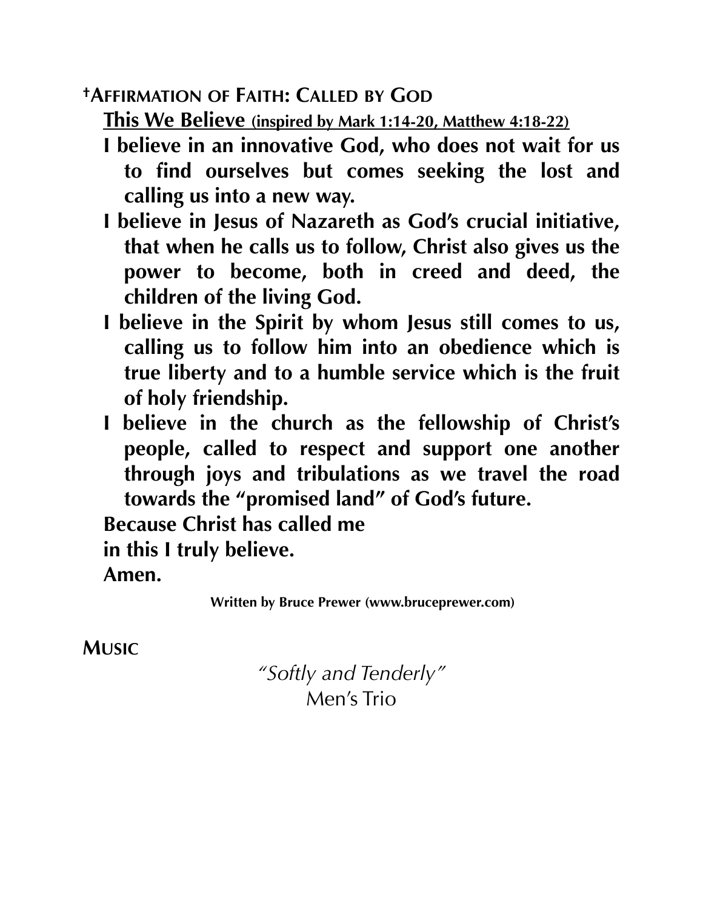**†AFFIRMATION OF FAITH: CALLED BY GOD**

**This We Believe (inspired by Mark 1:14-20, Matthew 4:18-22)**

**I believe in an innovative God, who does not wait for us to find ourselves but comes seeking the lost and calling us into a new way.**

**I believe in Jesus of Nazareth as God's crucial initiative, that when he calls us to follow, Christ also gives us the power to become, both in creed and deed, the children of the living God.**

**I believe in the Spirit by whom Jesus still comes to us, calling us to follow him into an obedience which is true liberty and to a humble service which is the fruit of holy friendship.**

**I believe in the church as the fellowship of Christ's people, called to respect and support one another through joys and tribulations as we travel the road towards the "promised land" of God's future.**

**Because Christ has called me**
**in this I truly believe.**
**Amen.**

**Written by Bruce Prewer (www.bruceprewer.com)**

**MUSIC**

*"Softly and Tenderly"*
Men's Trio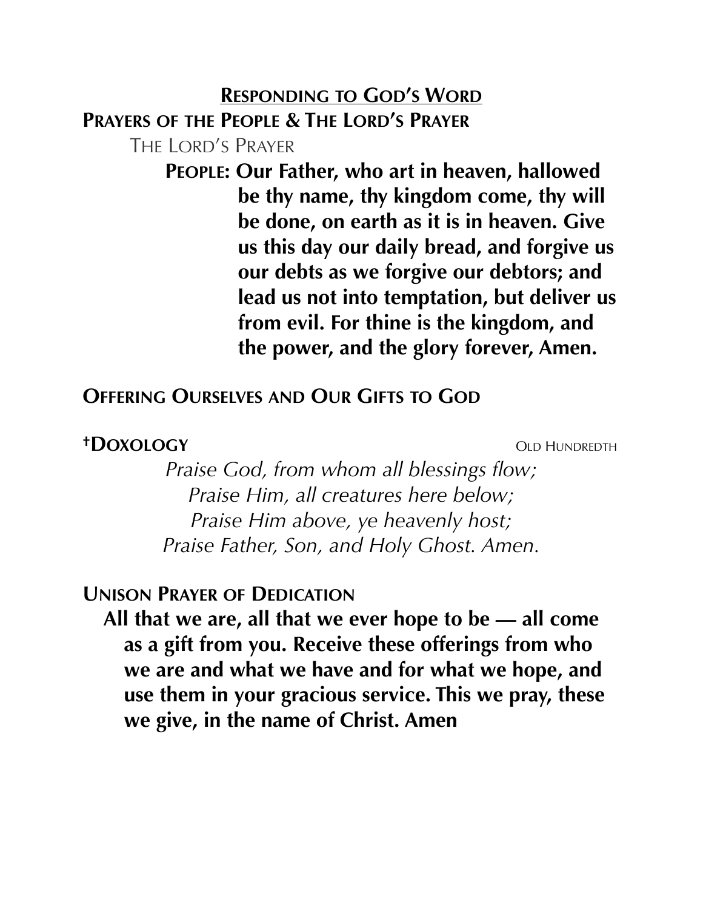## <u>Responding to God's Word</u>

### Prayers of the People & The Lord's Prayer

The Lord's Prayer

**People: Our Father, who art in heaven, hallowed be thy name, thy kingdom come, thy will be done, on earth as it is in heaven. Give us this day our daily bread, and forgive us our debts as we forgive our debtors; and lead us not into temptation, but deliver us from evil. For thine is the kingdom, and the power, and the glory forever, Amen.**

### Offering Ourselves and Our Gifts to God

### †Doxology
Old Hundredth

*Praise God, from whom all blessings flow;*
*Praise Him, all creatures here below;*
*Praise Him above, ye heavenly host;*
*Praise Father, Son, and Holy Ghost. Amen.*

### Unison Prayer of Dedication

**All that we are, all that we ever hope to be — all come as a gift from you. Receive these offerings from who we are and what we have and for what we hope, and use them in your gracious service. This we pray, these we give, in the name of Christ. Amen**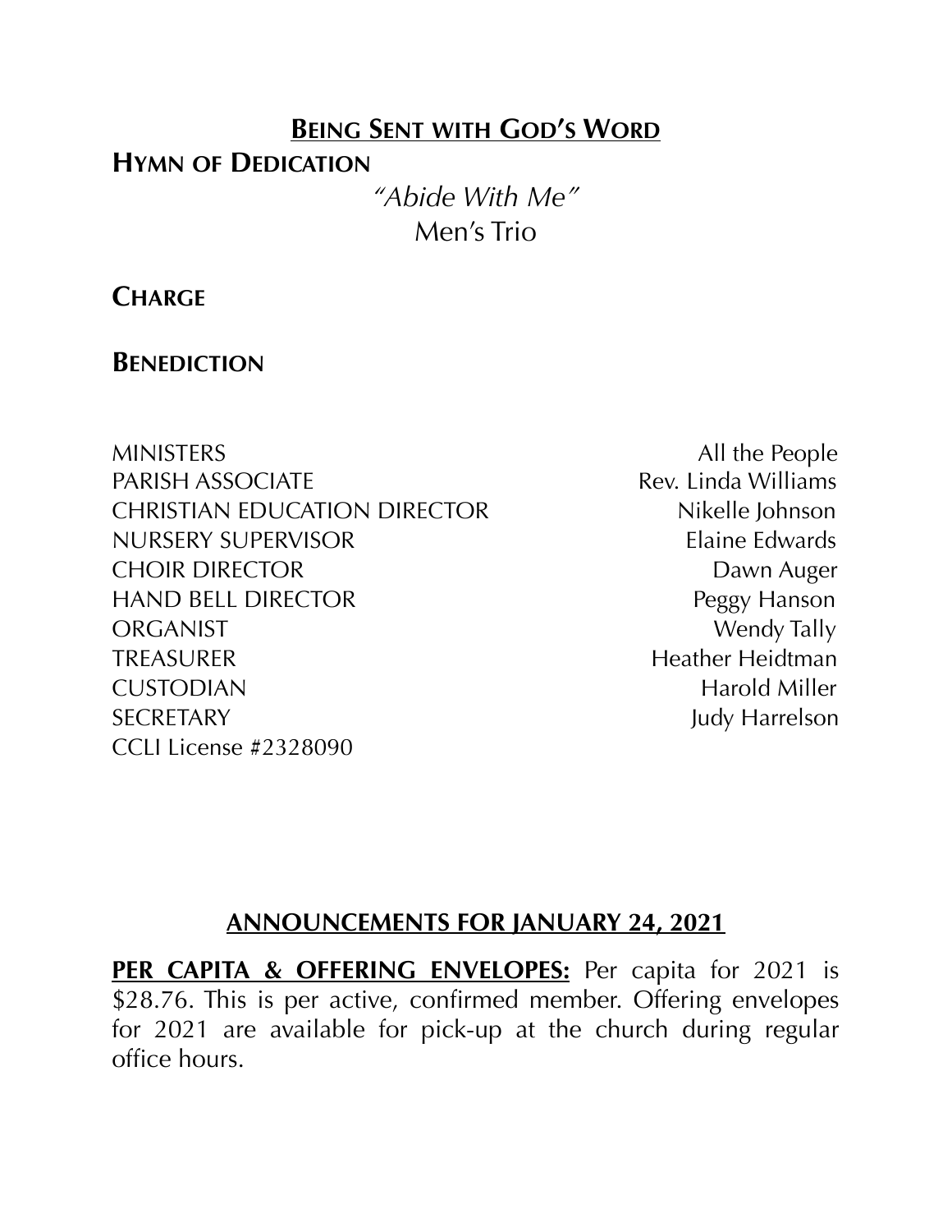## BEING SENT WITH GOD'S WORD

### HYMN OF DEDICATION

*"Abide With Me"*
Men's Trio

### CHARGE

### BENEDICTION

| | |
|---|---|
| MINISTERS | All the People |
| PARISH ASSOCIATE | Rev. Linda Williams |
| CHRISTIAN EDUCATION DIRECTOR | Nikelle Johnson |
| NURSERY SUPERVISOR | Elaine Edwards |
| CHOIR DIRECTOR | Dawn Auger |
| HAND BELL DIRECTOR | Peggy Hanson |
| ORGANIST | Wendy Tally |
| TREASURER | Heather Heidtman |
| CUSTODIAN | Harold Miller |
| SECRETARY | Judy Harrelson |

CCLI License #2328090

## ANNOUNCEMENTS FOR JANUARY 24, 2021

**PER CAPITA & OFFERING ENVELOPES:** Per capita for 2021 is $28.76. This is per active, confirmed member. Offering envelopes for 2021 are available for pick-up at the church during regular office hours.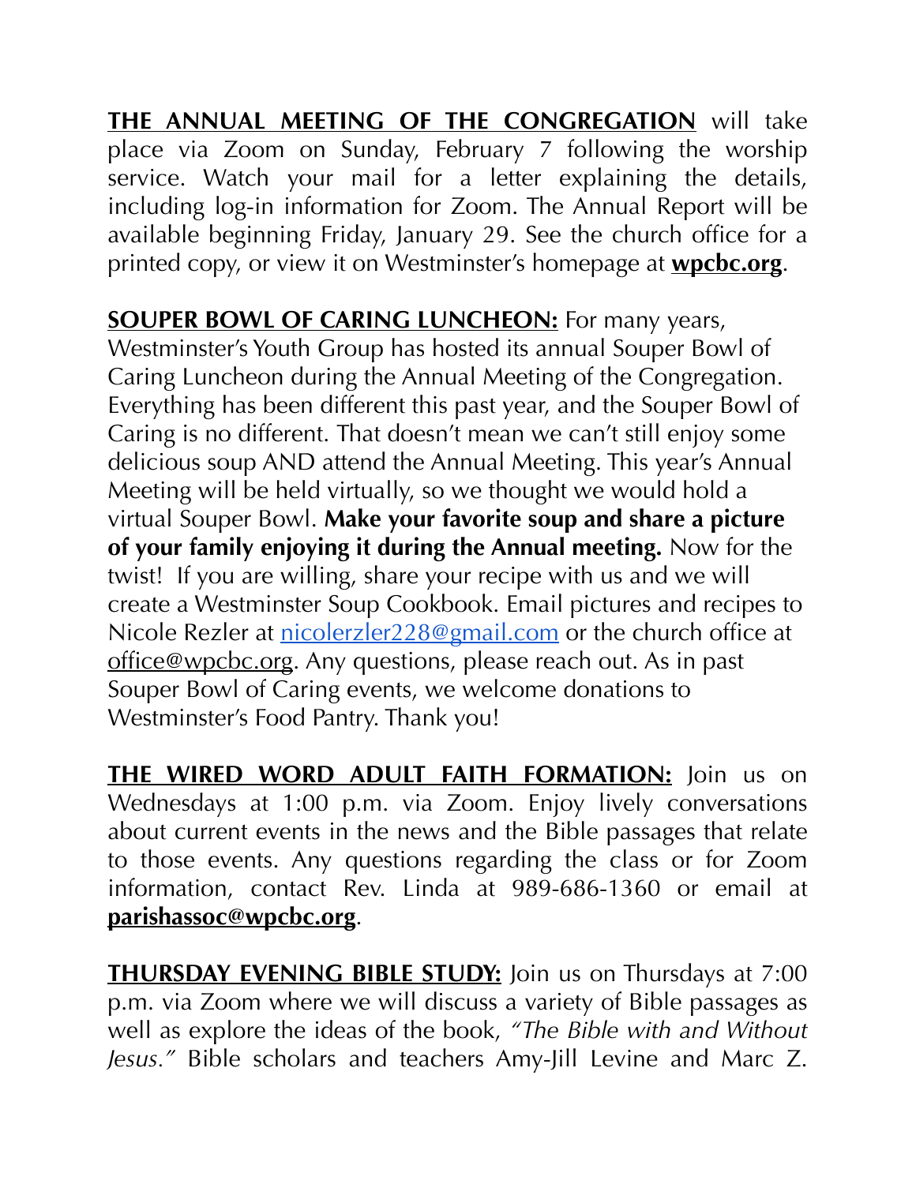**THE ANNUAL MEETING OF THE CONGREGATION** will take place via Zoom on Sunday, February 7 following the worship service. Watch your mail for a letter explaining the details, including log-in information for Zoom. The Annual Report will be available beginning Friday, January 29. See the church office for a printed copy, or view it on Westminster's homepage at **wpcbc.org**.

**SOUPER BOWL OF CARING LUNCHEON:** For many years, Westminster's Youth Group has hosted its annual Souper Bowl of Caring Luncheon during the Annual Meeting of the Congregation. Everything has been different this past year, and the Souper Bowl of Caring is no different. That doesn't mean we can't still enjoy some delicious soup AND attend the Annual Meeting. This year's Annual Meeting will be held virtually, so we thought we would hold a virtual Souper Bowl. **Make your favorite soup and share a picture of your family enjoying it during the Annual meeting.** Now for the twist! If you are willing, share your recipe with us and we will create a Westminster Soup Cookbook. Email pictures and recipes to Nicole Rezler at nicolerzler228@gmail.com or the church office at office@wpcbc.org. Any questions, please reach out. As in past Souper Bowl of Caring events, we welcome donations to Westminster's Food Pantry. Thank you!

**THE WIRED WORD ADULT FAITH FORMATION:** Join us on Wednesdays at 1:00 p.m. via Zoom. Enjoy lively conversations about current events in the news and the Bible passages that relate to those events. Any questions regarding the class or for Zoom information, contact Rev. Linda at 989-686-1360 or email at **parishassoc@wpcbc.org**.

**THURSDAY EVENING BIBLE STUDY:** Join us on Thursdays at 7:00 p.m. via Zoom where we will discuss a variety of Bible passages as well as explore the ideas of the book, *"The Bible with and Without Jesus."* Bible scholars and teachers Amy-Jill Levine and Marc Z.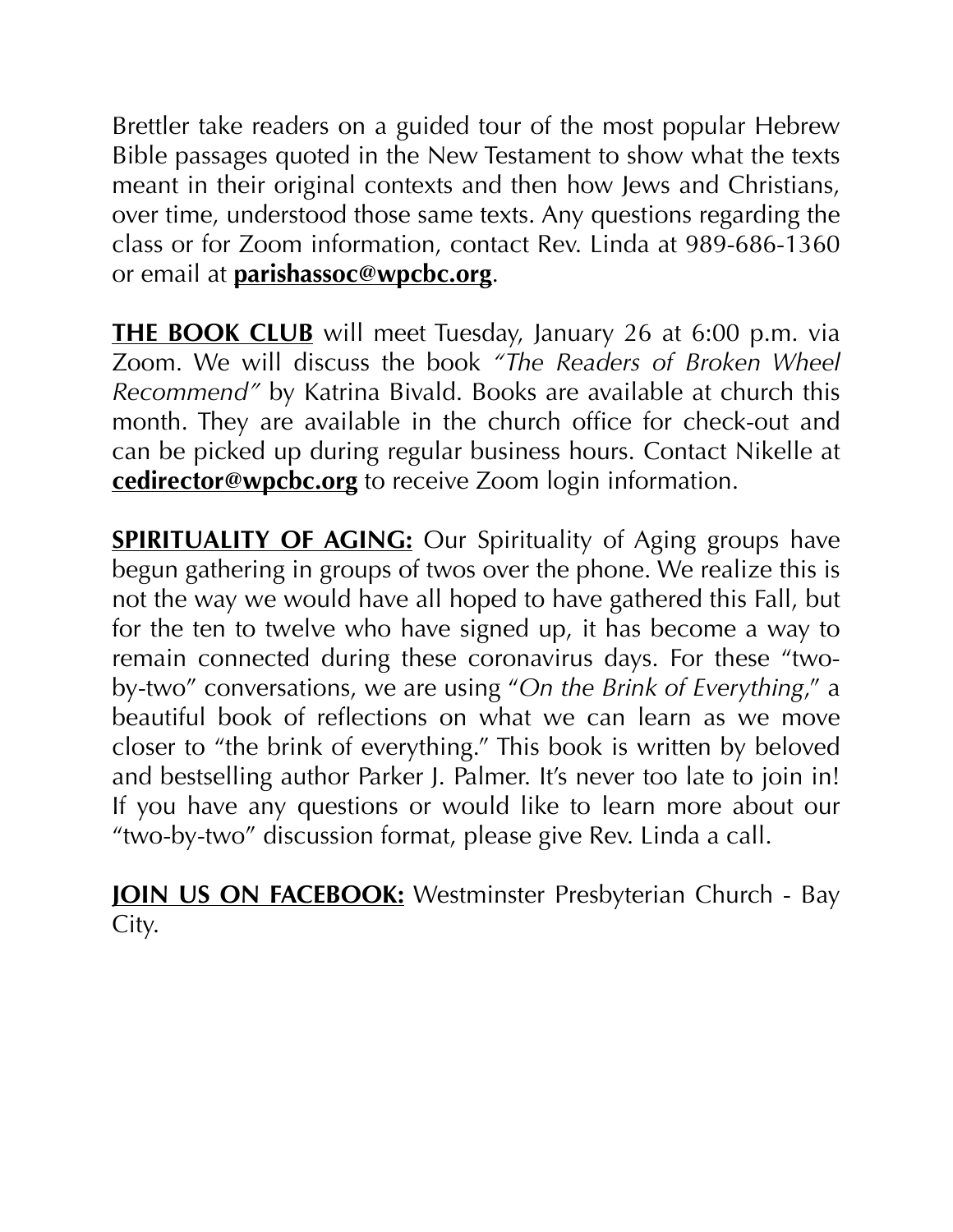Brettler take readers on a guided tour of the most popular Hebrew Bible passages quoted in the New Testament to show what the texts meant in their original contexts and then how Jews and Christians, over time, understood those same texts. Any questions regarding the class or for Zoom information, contact Rev. Linda at 989-686-1360 or email at **parishassoc@wpcbc.org**.

**THE BOOK CLUB** will meet Tuesday, January 26 at 6:00 p.m. via Zoom. We will discuss the book *"The Readers of Broken Wheel Recommend"* by Katrina Bivald. Books are available at church this month. They are available in the church office for check-out and can be picked up during regular business hours. Contact Nikelle at **cedirector@wpcbc.org** to receive Zoom login information.

**SPIRITUALITY OF AGING:** Our Spirituality of Aging groups have begun gathering in groups of twos over the phone. We realize this is not the way we would have all hoped to have gathered this Fall, but for the ten to twelve who have signed up, it has become a way to remain connected during these coronavirus days. For these "two-by-two" conversations, we are using "*On the Brink of Everything*," a beautiful book of reflections on what we can learn as we move closer to "the brink of everything." This book is written by beloved and bestselling author Parker J. Palmer. It's never too late to join in! If you have any questions or would like to learn more about our "two-by-two" discussion format, please give Rev. Linda a call.

**JOIN US ON FACEBOOK:** Westminster Presbyterian Church - Bay City.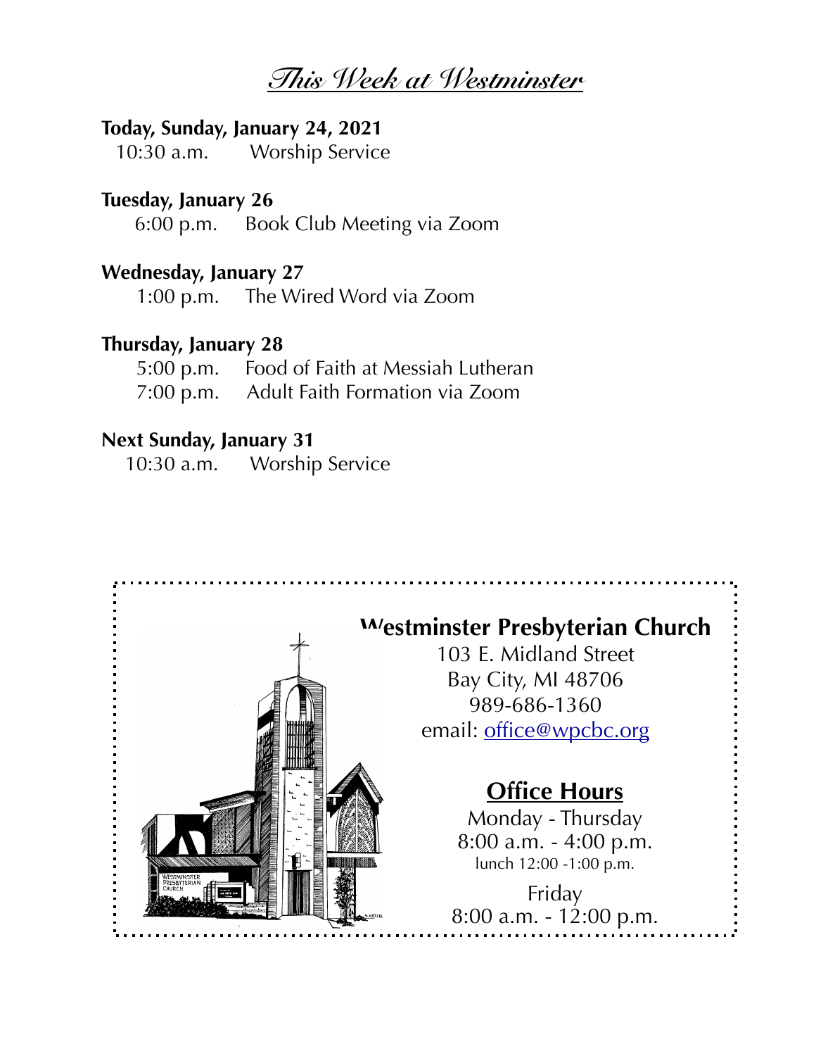# *This Week at Westminster*

**Today, Sunday, January 24, 2021**
10:30 a.m. Worship Service

**Tuesday, January 26**
6:00 p.m. Book Club Meeting via Zoom

**Wednesday, January 27**
1:00 p.m. The Wired Word via Zoom

**Thursday, January 28**
5:00 p.m. Food of Faith at Messiah Lutheran
7:00 p.m. Adult Faith Formation via Zoom

**Next Sunday, January 31**
10:30 a.m. Worship Service

**Westminster Presbyterian Church**
103 E. Midland Street
Bay City, MI 48706
989-686-1360
email: office@wpcbc.org

## Office Hours

Monday - Thursday
8:00 a.m. - 4:00 p.m.
lunch 12:00 -1:00 p.m.

Friday
8:00 a.m. - 12:00 p.m.